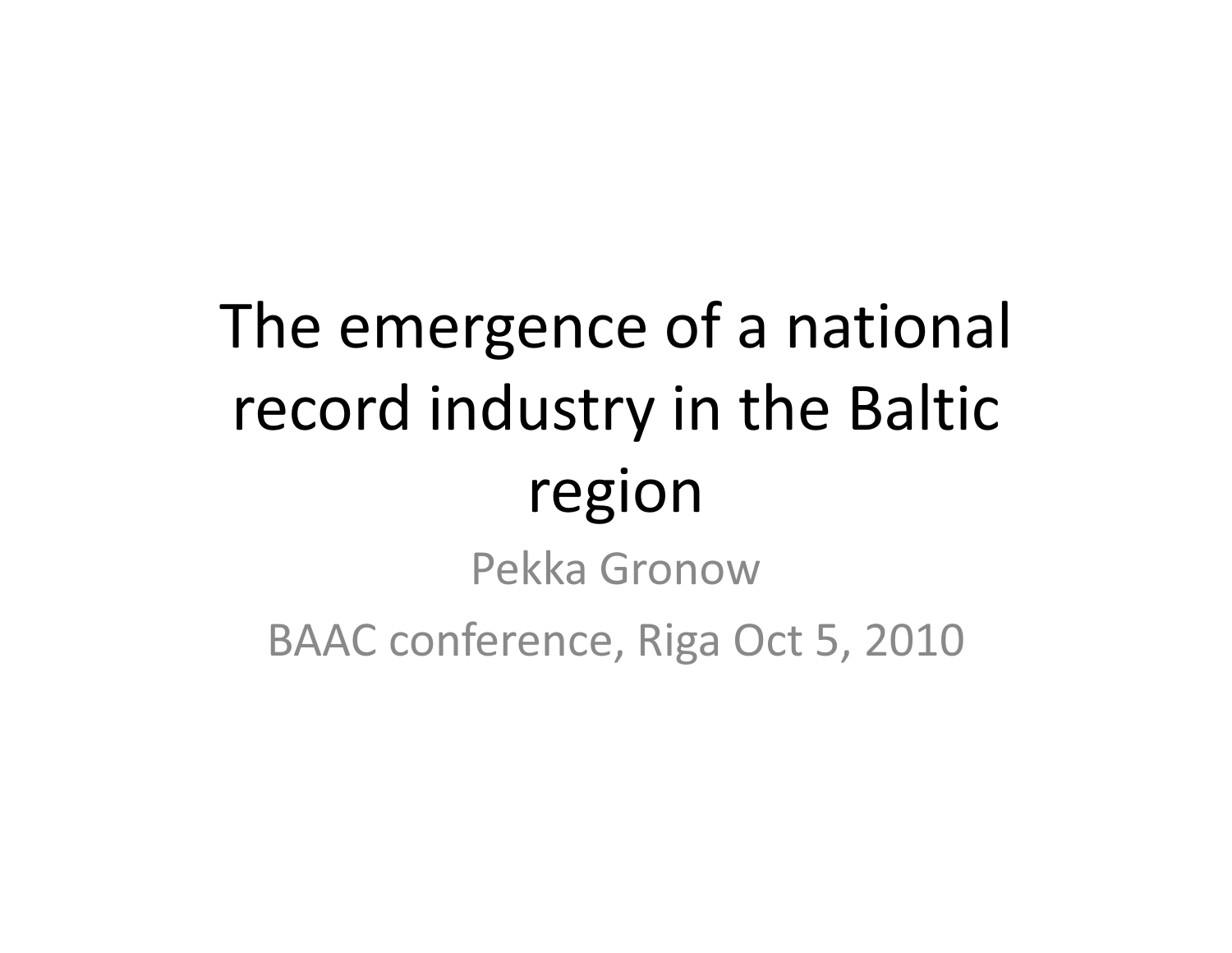# The emergence of a national record industry in the Baltic region

Pekka Gronow

BAAC conference, Riga Oct 5, 2010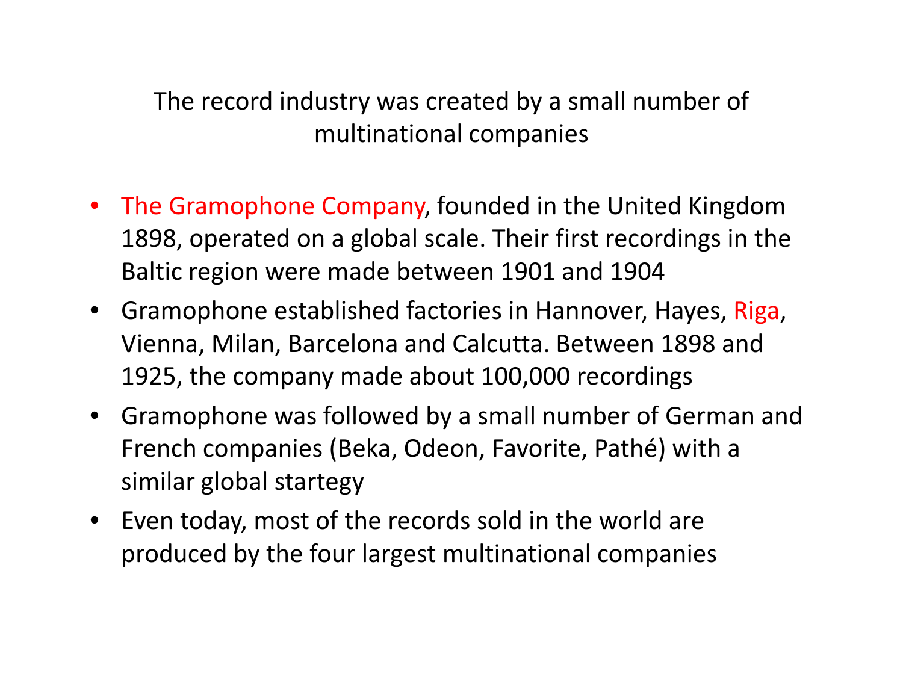## The record industry was created by a small number of multinational companies

- The Gramophone Company, founded in the United Kingdom 1898, operated on a global scale. Their first recordings in the Baltic region were made between 1901 and 1904
- Gramophone established factories in Hannover, Hayes, Riga, Vienna, Milan, Barcelona and Calcutta. Between 1898 and 1925, the company made about 100,000 recordings
- Gramophone was followed by a small number of German and French companies (Beka, Odeon, Favorite, Pathé) with a similar global startegy
- Even today, most of the records sold in the world are produced by the four largest multinational companies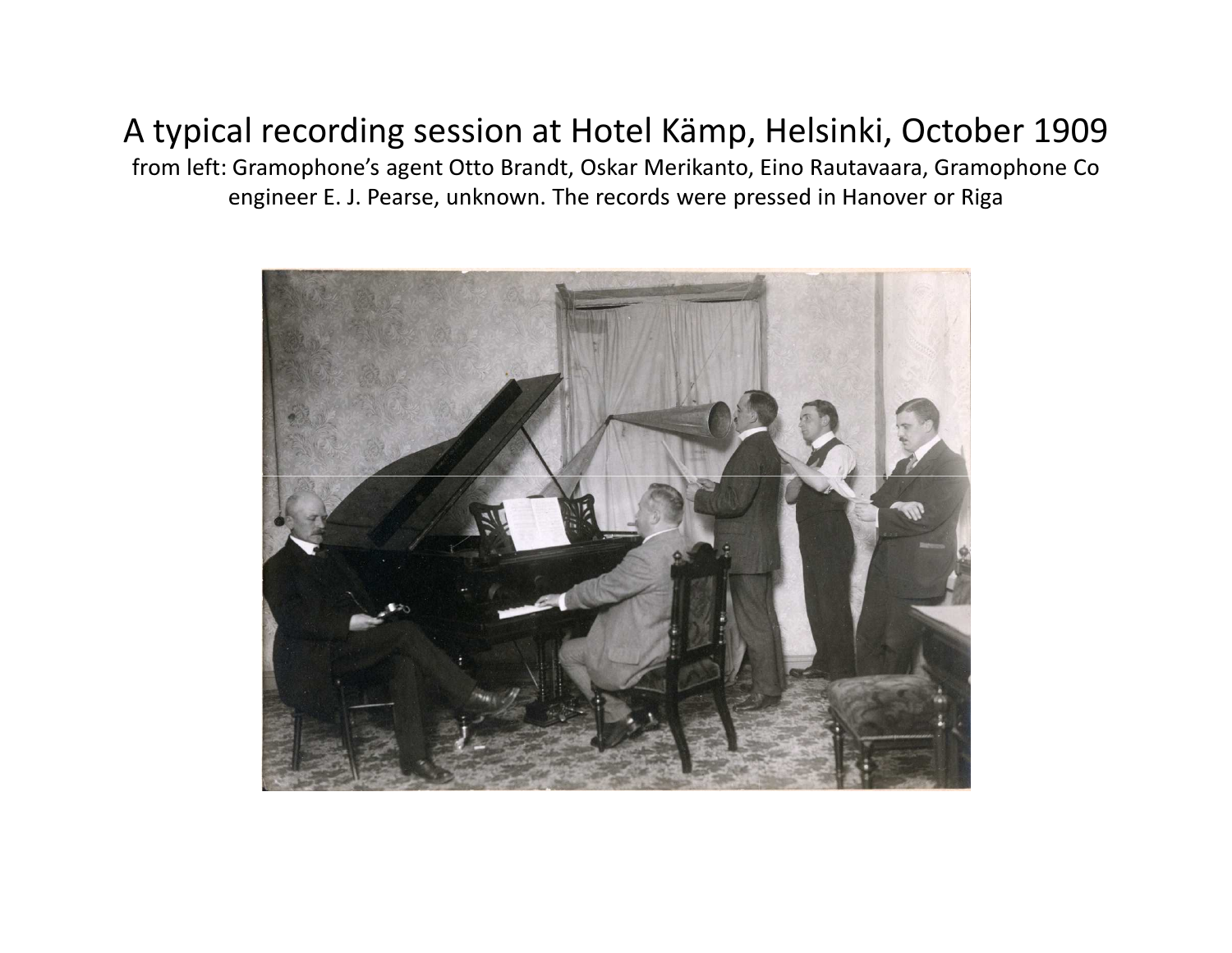# A typical recording session at Hotel Kämp, Helsinki, October 1909

from left: Gramophone's agent Otto Brandt, Oskar Merikanto, Eino Rautavaara, Gramophone Co engineer E. J. Pearse, unknown. The records were pressed in Hanover or Riga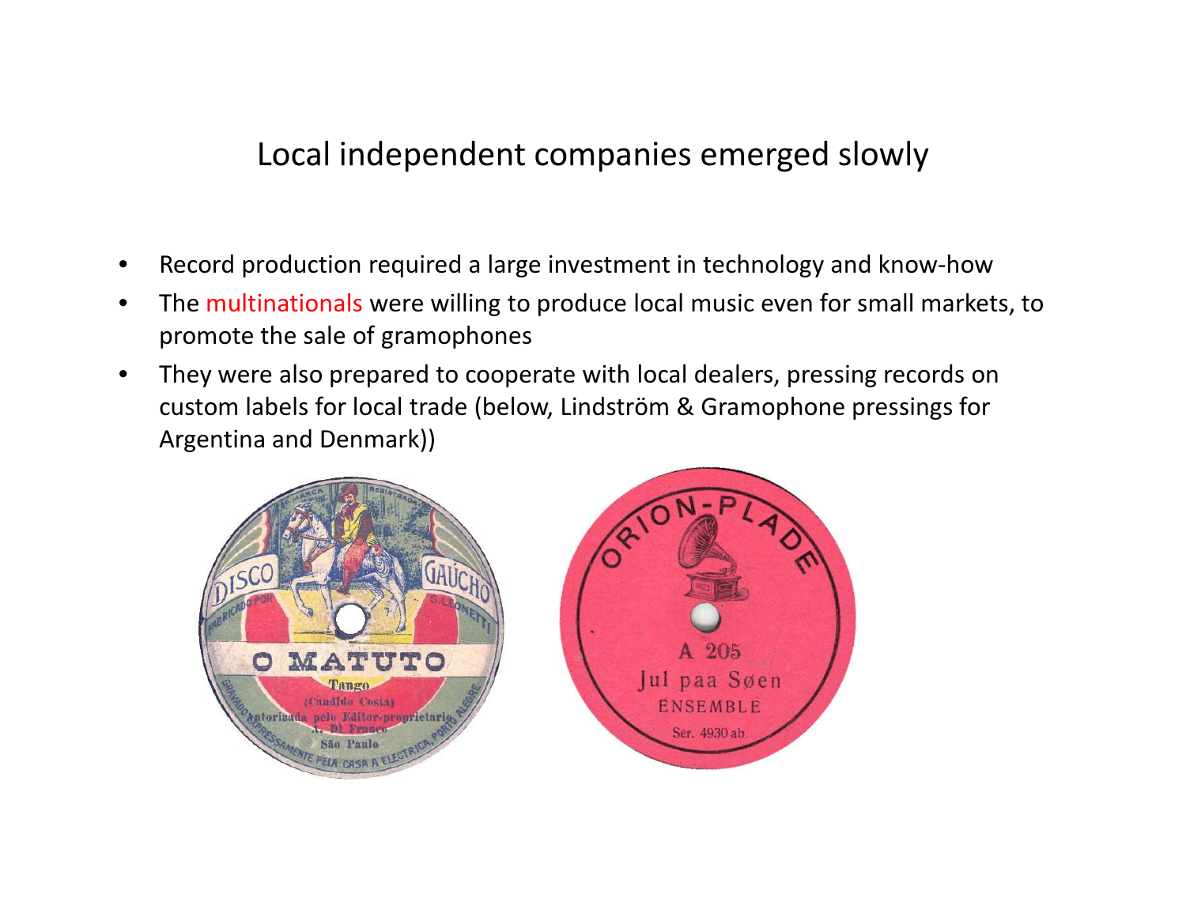# Local independent companies emerged slowly

- Record production required a large investment in technology and know-how
- The multinationals were willing to produce local music even for small markets, to promote the sale of gramophones
- They were also prepared to cooperate with local dealers, pressing records on custom labels for local trade (below, Lindström & Gramophone pressings for Argentina and Denmark))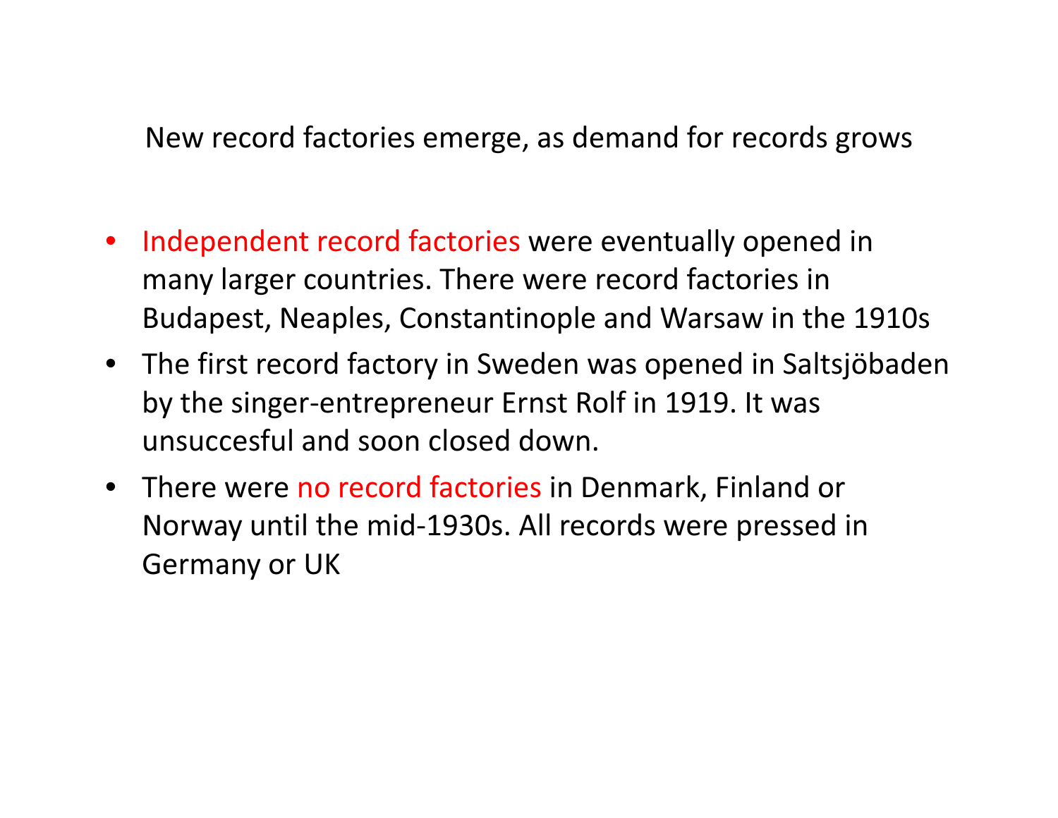## New record factories emerge, as demand for records grows

- Independent record factories were eventually opened in many larger countries. There were record factories in Budapest, Neaples, Constantinople and Warsaw in the 1910s
- The first record factory in Sweden was opened in Saltsjöbaden by the singer-entrepreneur Ernst Rolf in 1919. It was unsuccesful and soon closed down.
- There were no record factories in Denmark, Finland or Norway until the mid-1930s. All records were pressed in Germany or UK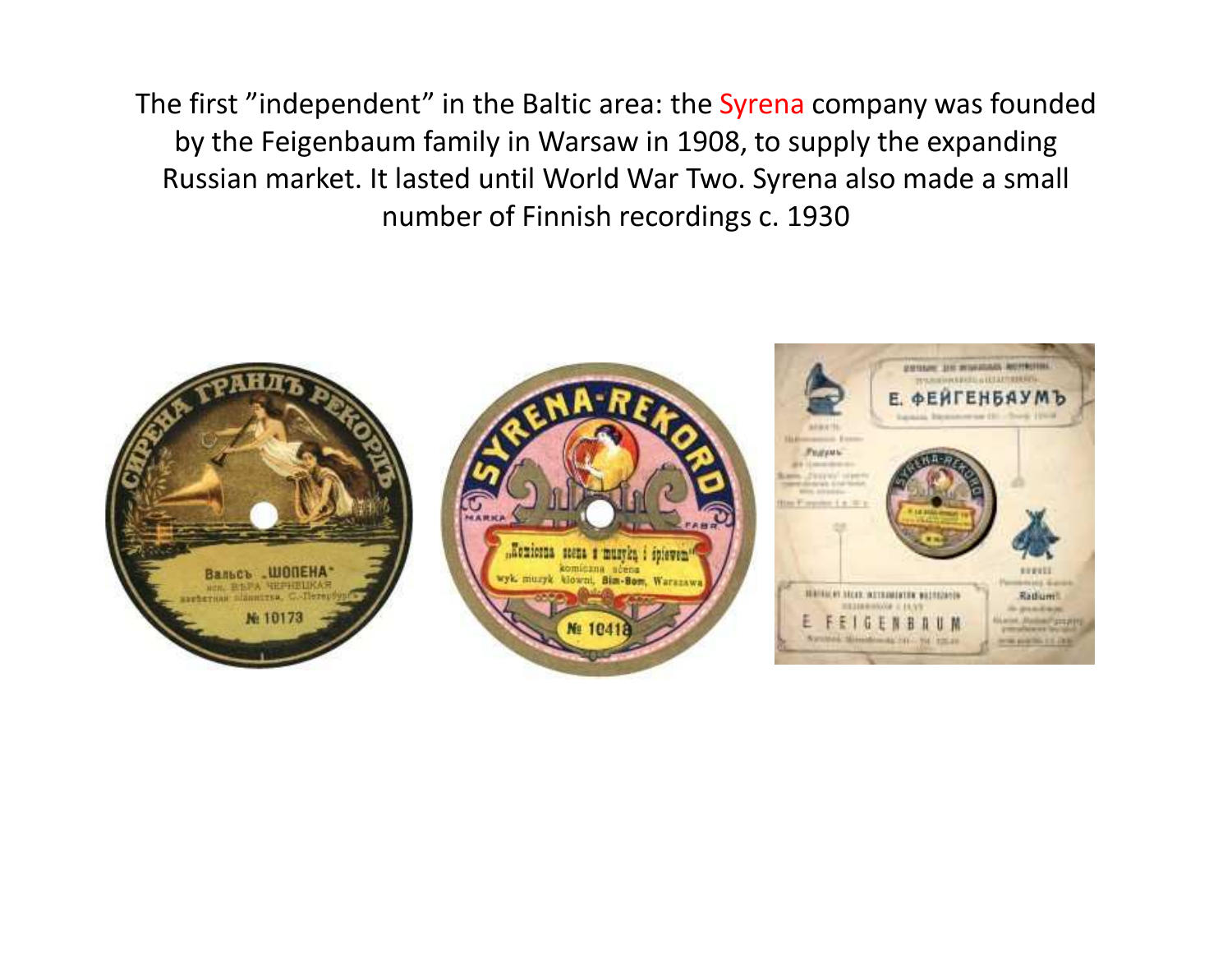The first ”independent” in the Baltic area: the Syrena company was founded by the Feigenbaum family in Warsaw in 1908, to supply the expanding Russian market. It lasted until World War Two. Syrena also made a small number of Finnish recordings c. 1930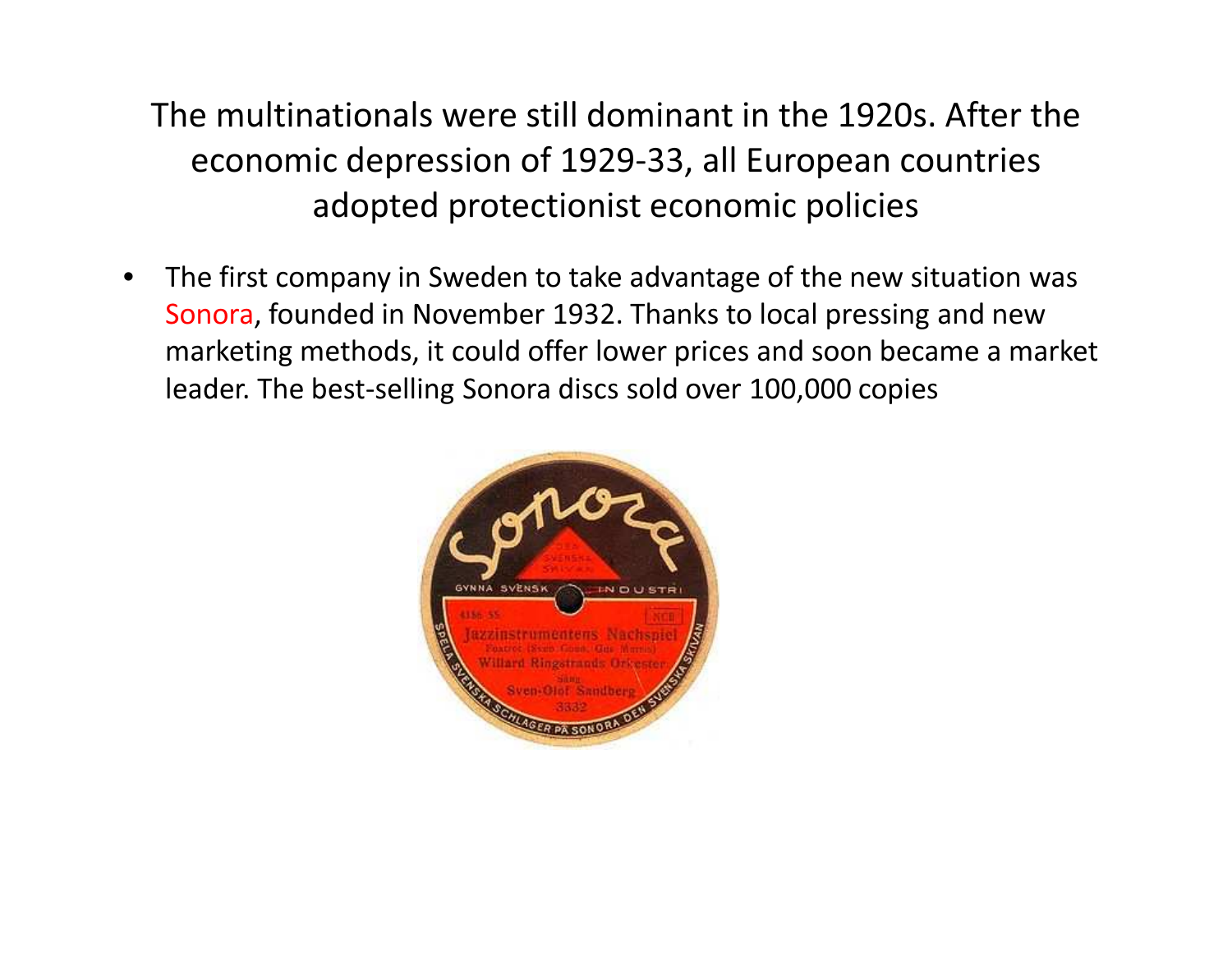# The multinationals were still dominant in the 1920s. After the economic depression of 1929-33, all European countries adopted protectionist economic policies

- The first company in Sweden to take advantage of the new situation was Sonora, founded in November 1932. Thanks to local pressing and new marketing methods, it could offer lower prices and soon became a market leader. The best-selling Sonora discs sold over 100,000 copies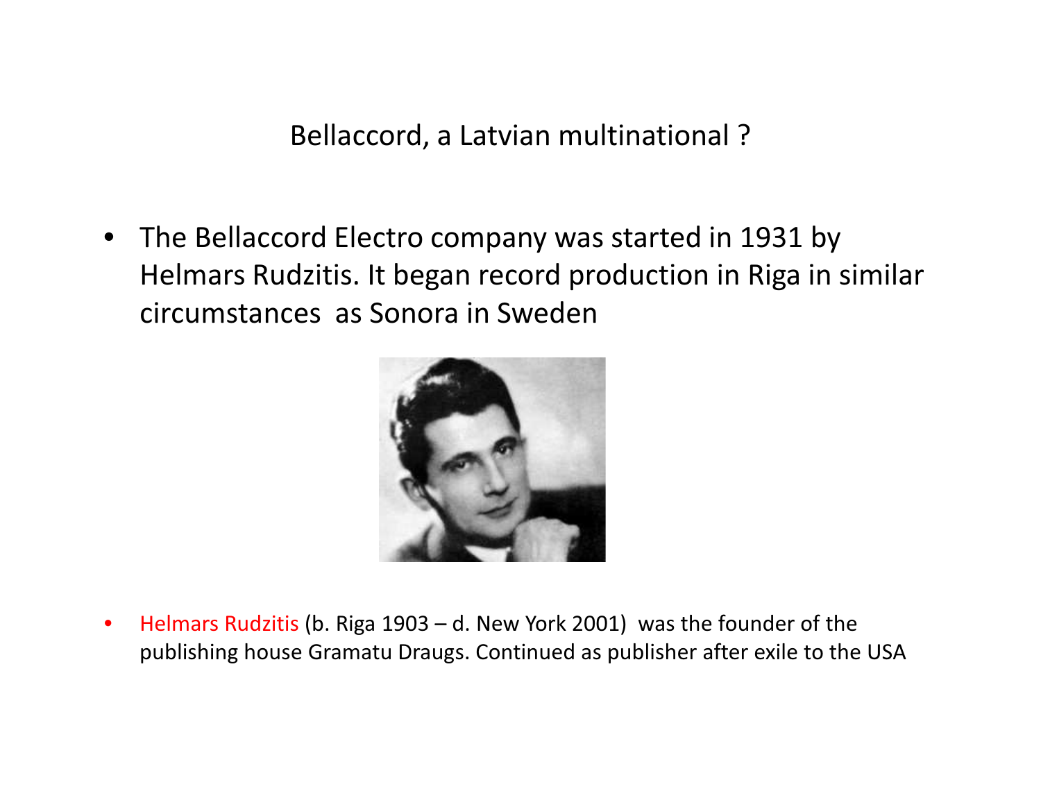# Bellaccord, a Latvian multinational ?

- The Bellaccord Electro company was started in 1931 by Helmars Rudzitis. It began record production in Riga in similar circumstances as Sonora in Sweden

- Helmars Rudzitis (b. Riga 1903 – d. New York 2001) was the founder of the publishing house Gramatu Draugs. Continued as publisher after exile to the USA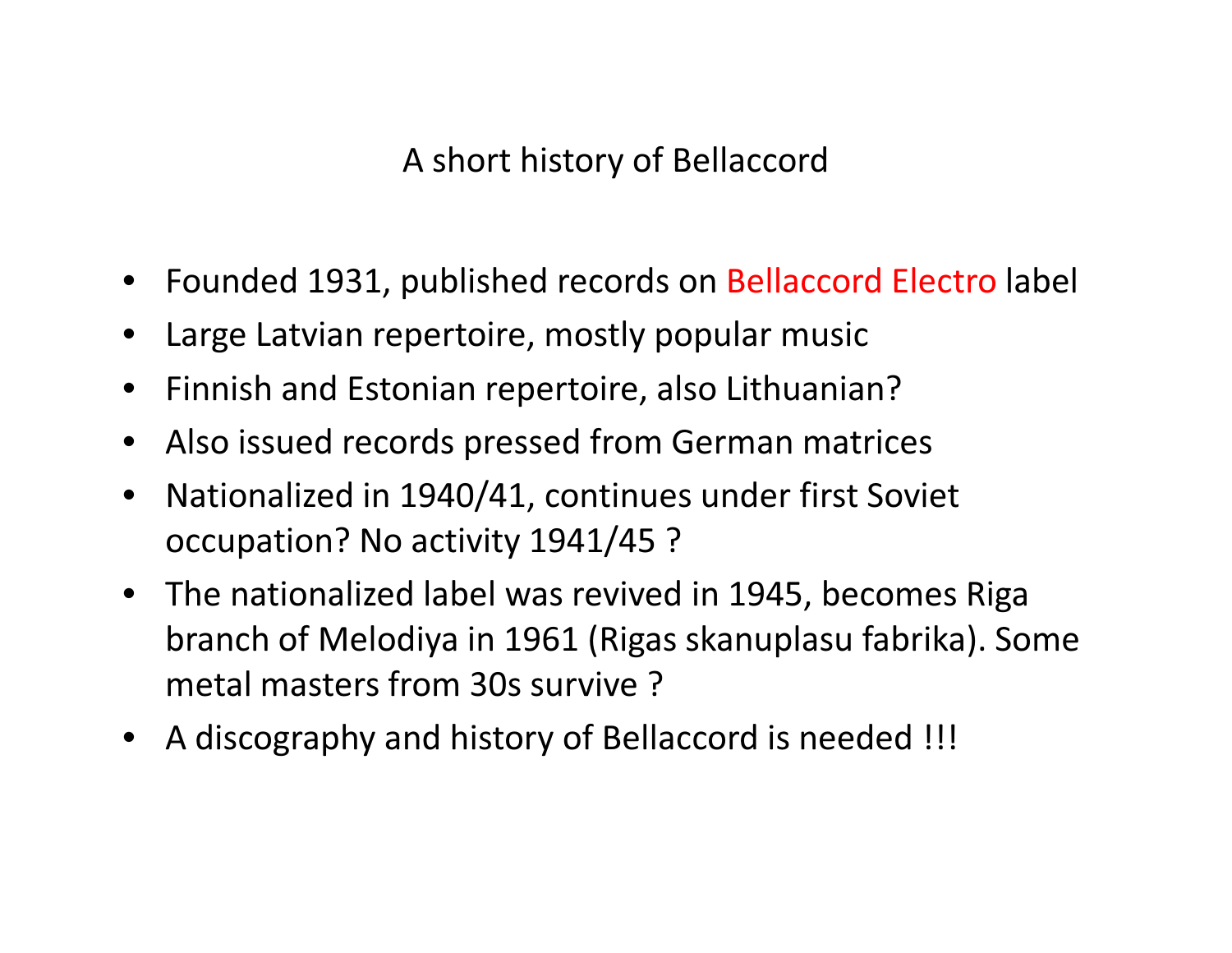# A short history of Bellaccord

- Founded 1931, published records on Bellaccord Electro label
- Large Latvian repertoire, mostly popular music
- Finnish and Estonian repertoire, also Lithuanian?
- Also issued records pressed from German matrices
- Nationalized in 1940/41, continues under first Soviet occupation? No activity 1941/45 ?
- The nationalized label was revived in 1945, becomes Riga branch of Melodiya in 1961 (Rigas skanuplasu fabrika). Some metal masters from 30s survive ?
- A discography and history of Bellaccord is needed !!!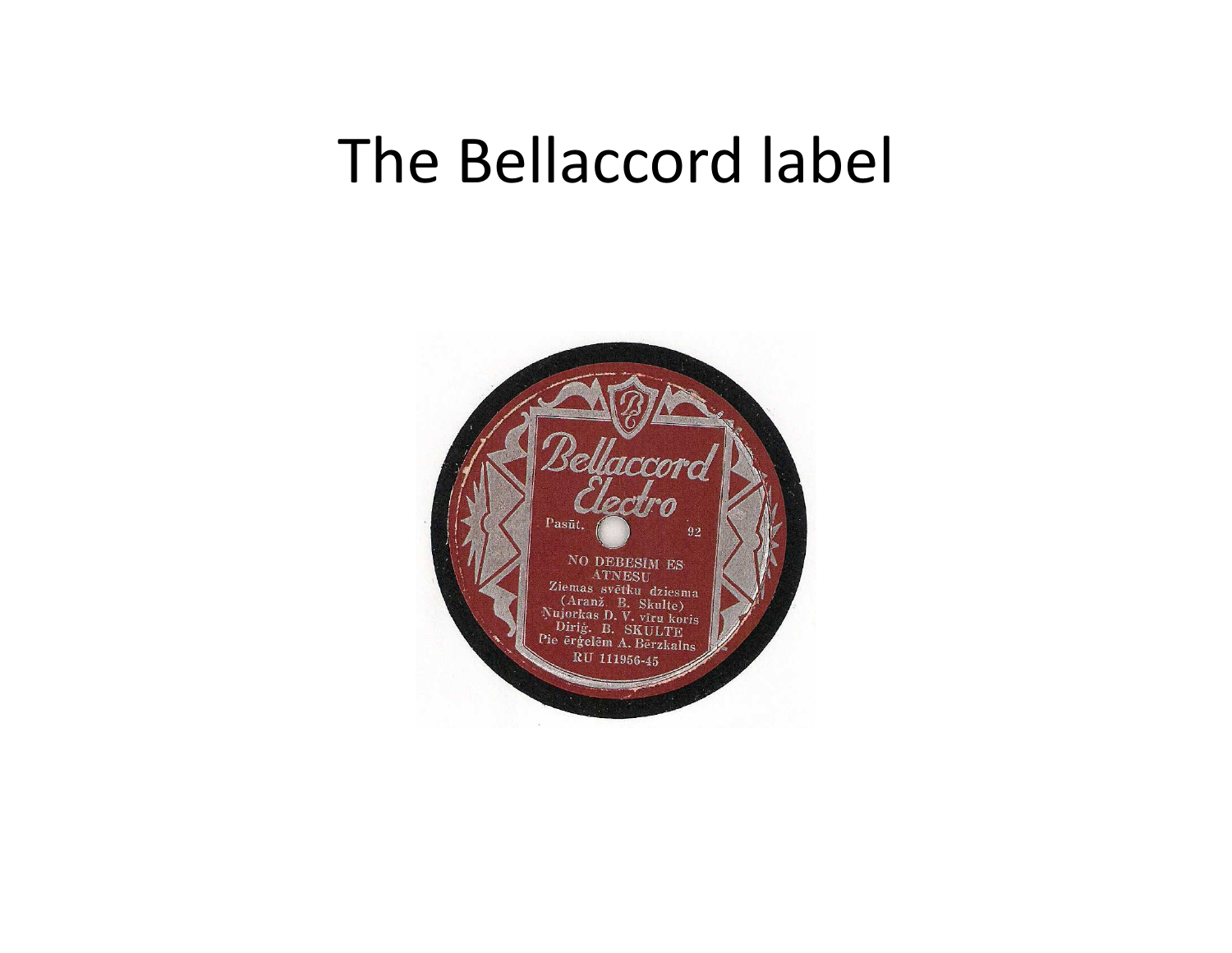# The Bellaccord label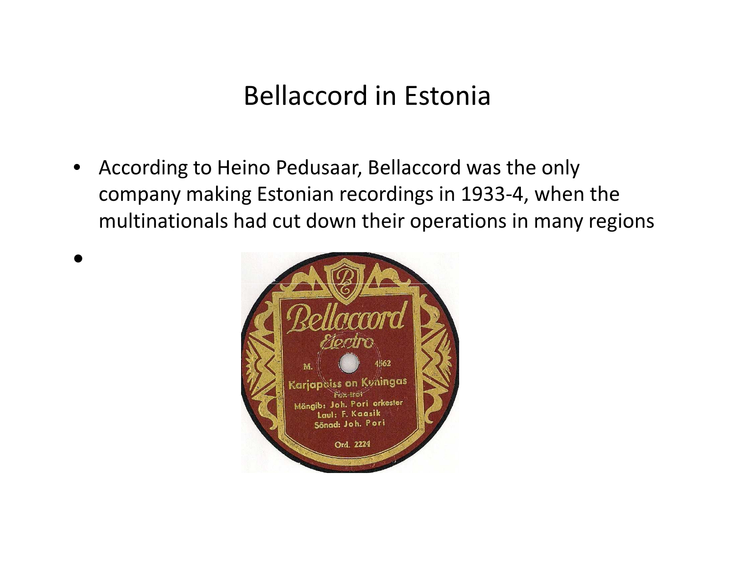# Bellaccord in Estonia

- According to Heino Pedusaar, Bellaccord was the only company making Estonian recordings in 1933-4, when the multinationals had cut down their operations in many regions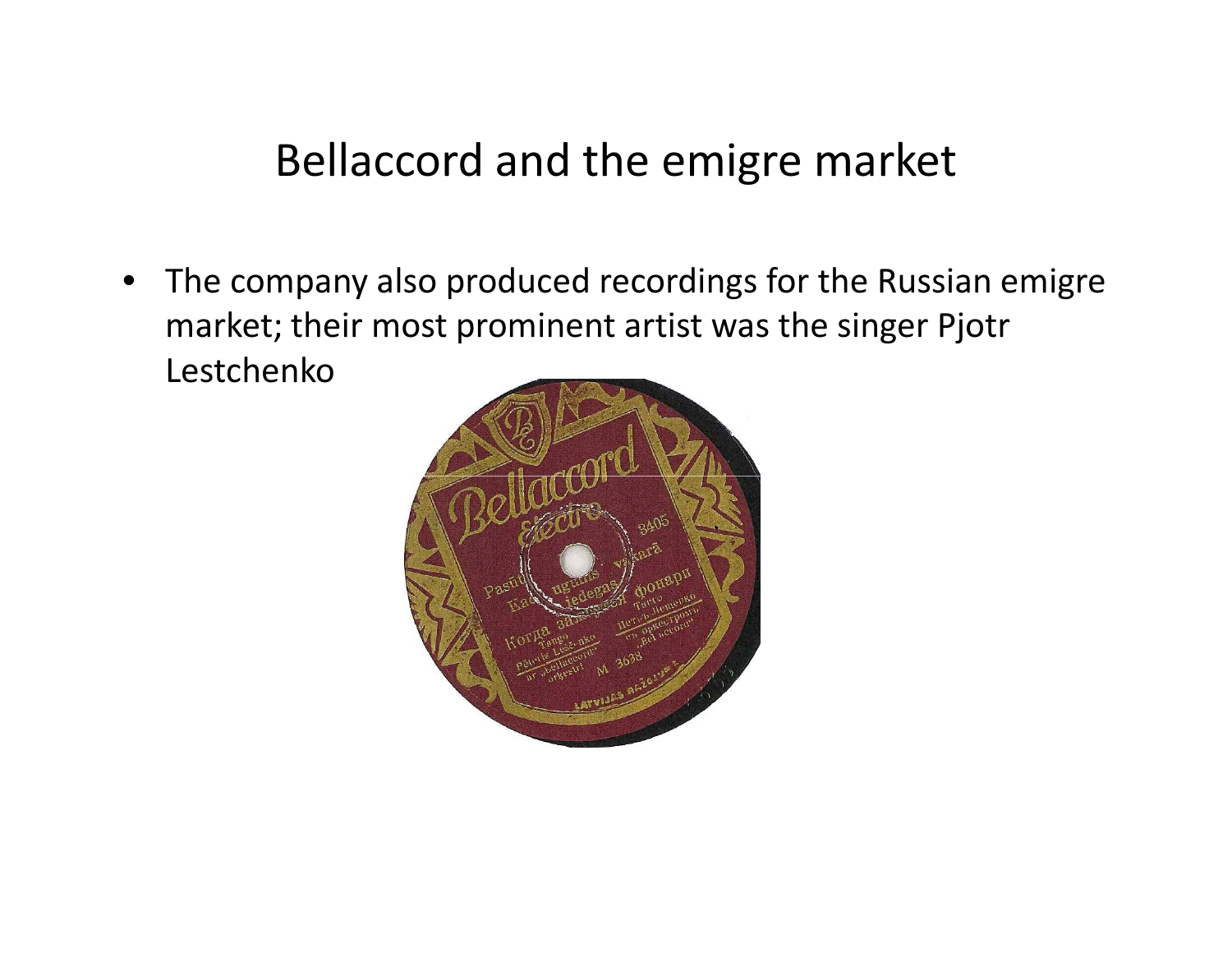# Bellaccord and the emigre market

- The company also produced recordings for the Russian emigre market; their most prominent artist was the singer Pjotr Lestchenko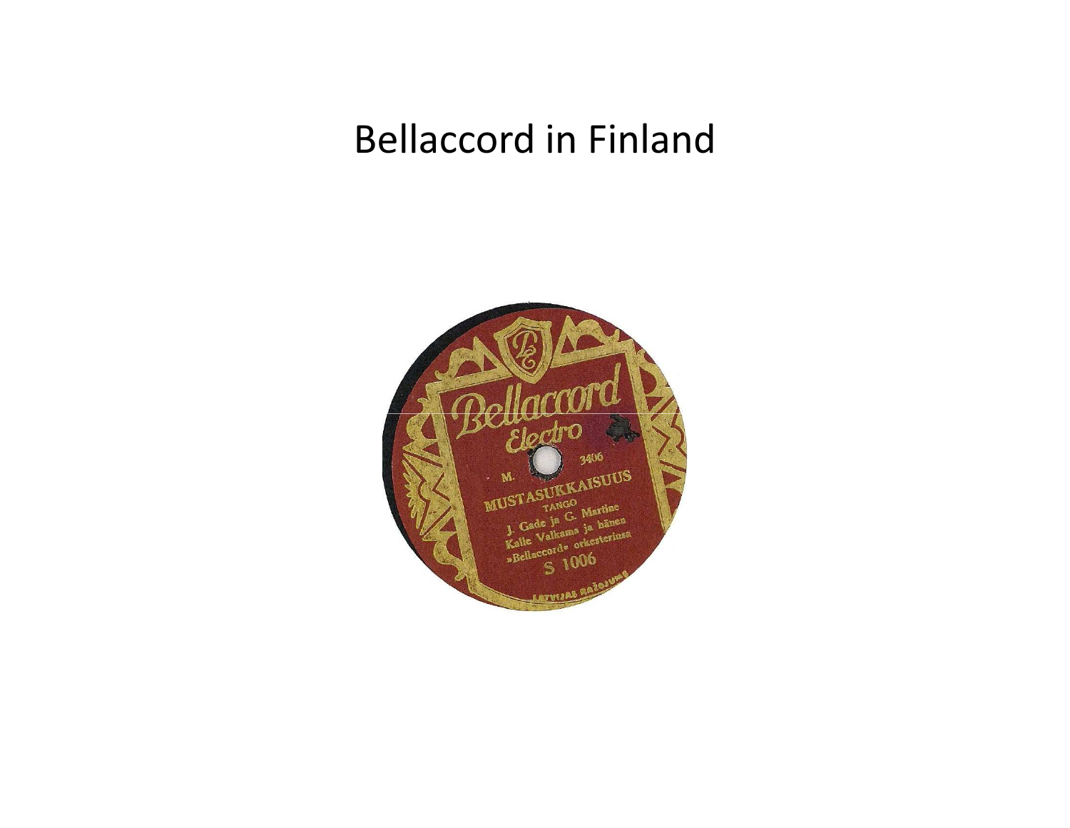# Bellaccord in Finland

Bellaccord Electro

M. 3406

MUSTASUKKAISUUS

TANGO

J. Gade ja G. Martine

Kalle Valkama ja hänen

»Bellaccord» orkesterinsa

S 1006

LATVIJAS RAŽOJUMS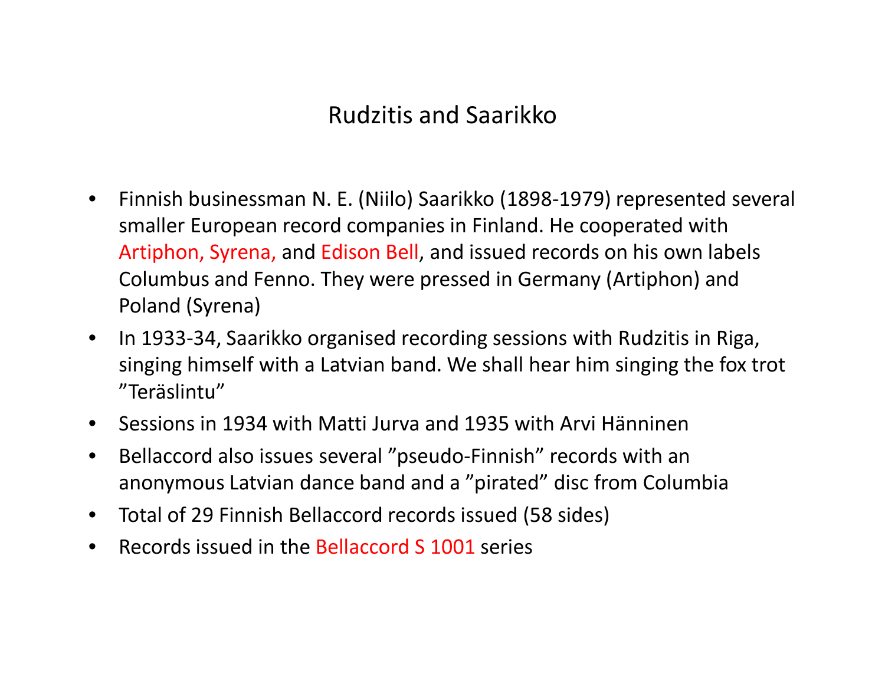# Rudzitis and Saarikko

- Finnish businessman N. E. (Niilo) Saarikko (1898-1979) represented several smaller European record companies in Finland. He cooperated with Artiphon, Syrena, and Edison Bell, and issued records on his own labels Columbus and Fenno. They were pressed in Germany (Artiphon) and Poland (Syrena)
- In 1933-34, Saarikko organised recording sessions with Rudzitis in Riga, singing himself with a Latvian band. We shall hear him singing the fox trot ”Teräslintu”
- Sessions in 1934 with Matti Jurva and 1935 with Arvi Hänninen
- Bellaccord also issues several ”pseudo-Finnish” records with an anonymous Latvian dance band and a ”pirated” disc from Columbia
- Total of 29 Finnish Bellaccord records issued (58 sides)
- Records issued in the Bellaccord S 1001 series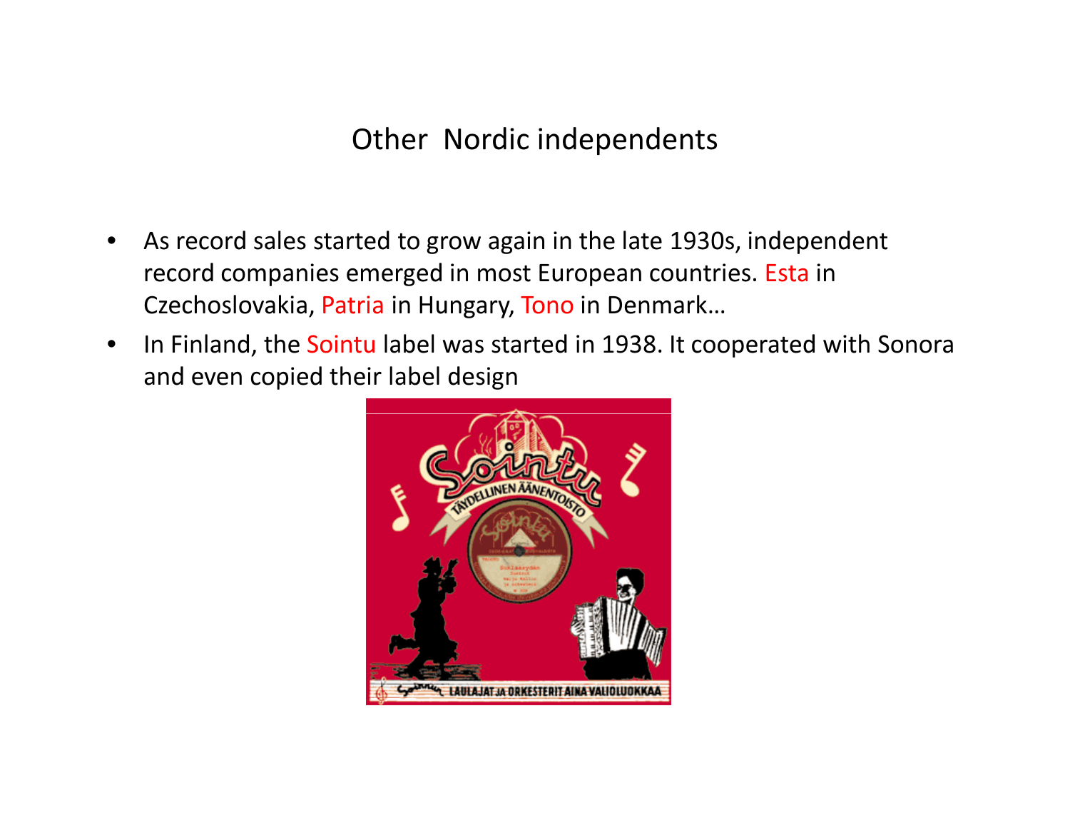# Other Nordic independents

- As record sales started to grow again in the late 1930s, independent record companies emerged in most European countries. Esta in Czechoslovakia, Patria in Hungary, Tono in Denmark…
- In Finland, the Sointu label was started in 1938. It cooperated with Sonora and even copied their label design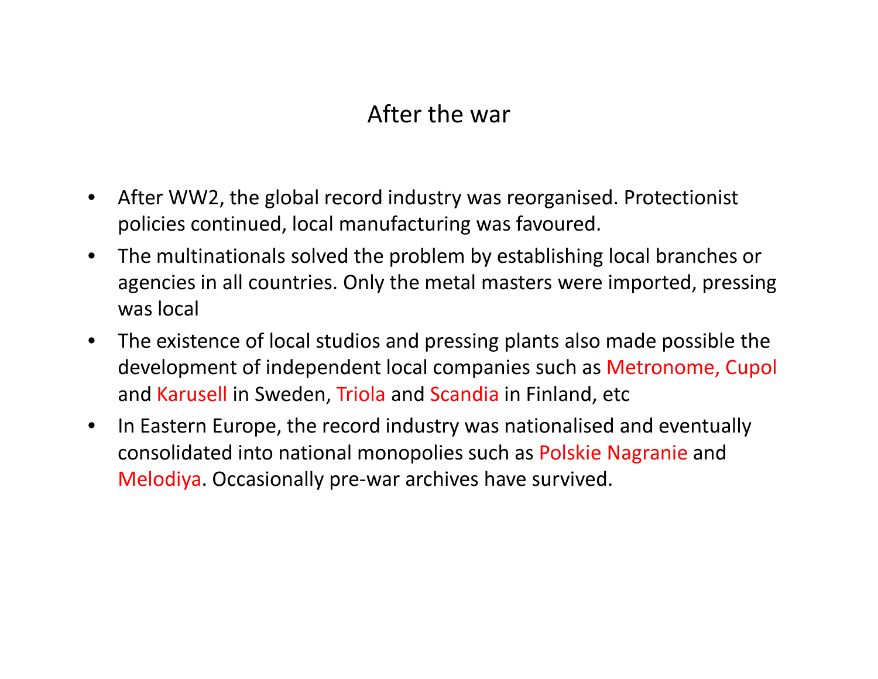# After the war

- After WW2, the global record industry was reorganised. Protectionist policies continued, local manufacturing was favoured.
- The multinationals solved the problem by establishing local branches or agencies in all countries. Only the metal masters were imported, pressing was local
- The existence of local studios and pressing plants also made possible the development of independent local companies such as Metronome, Cupol and Karusell in Sweden, Triola and Scandia in Finland, etc
- In Eastern Europe, the record industry was nationalised and eventually consolidated into national monopolies such as Polskie Nagranie and Melodiya. Occasionally pre-war archives have survived.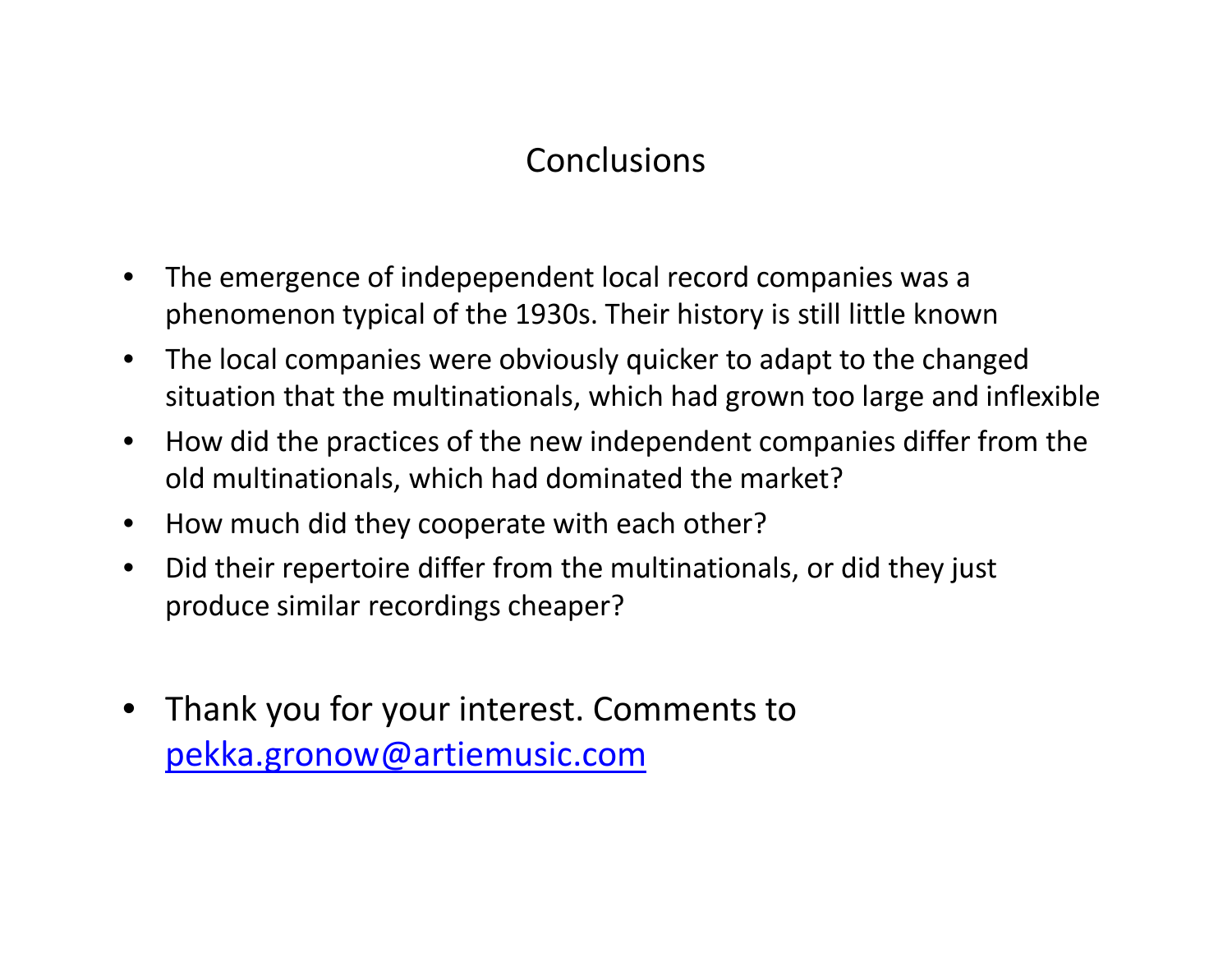# Conclusions

- The emergence of indepependent local record companies was a phenomenon typical of the 1930s. Their history is still little known
- The local companies were obviously quicker to adapt to the changed situation that the multinationals, which had grown too large and inflexible
- How did the practices of the new independent companies differ from the old multinationals, which had dominated the market?
- How much did they cooperate with each other?
- Did their repertoire differ from the multinationals, or did they just produce similar recordings cheaper?

- Thank you for your interest. Comments to [pekka.gronow@artiemusic.com](mailto:pekka.gronow@artiemusic.com)